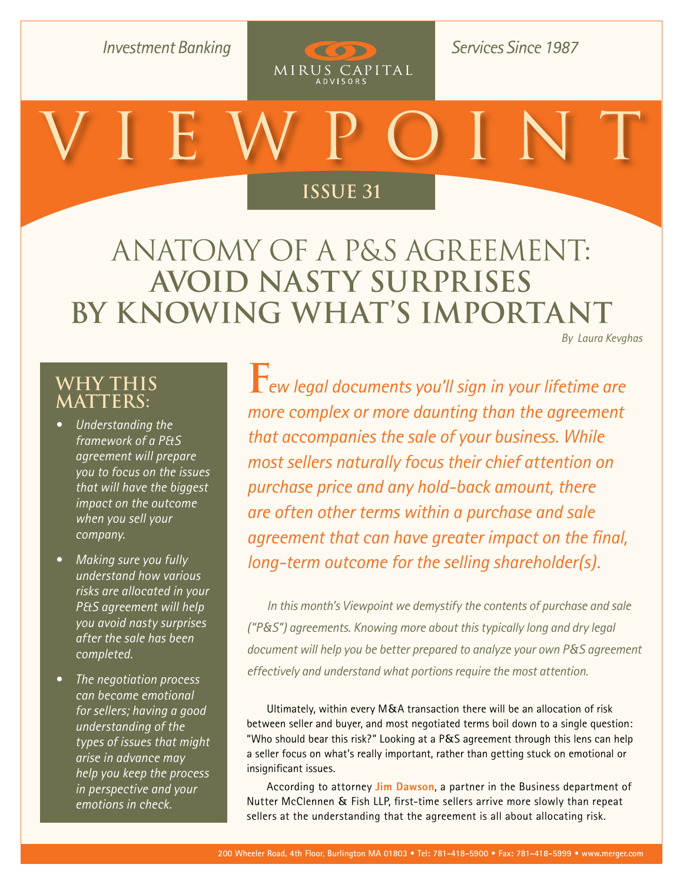Investment Banking — Mirus Capital Advisors — Services Since 1987

# VIEWPOINT

ISSUE 31

# ANATOMY OF A P&S AGREEMENT: AVOID NASTY SURPRISES BY KNOWING WHAT'S IMPORTANT

*By Laura Kevghas*

## WHY THIS MATTERS:

- *Understanding the framework of a P&S agreement will prepare you to focus on the issues that will have the biggest impact on the outcome when you sell your company.*
- *Making sure you fully understand how various risks are allocated in your P&S agreement will help you avoid nasty surprises after the sale has been completed.*
- *The negotiation process can become emotional for sellers; having a good understanding of the types of issues that might arise in advance may help you keep the process in perspective and your emotions in check.*

*Few legal documents you'll sign in your lifetime are more complex or more daunting than the agreement that accompanies the sale of your business. While most sellers naturally focus their chief attention on purchase price and any hold-back amount, there are often other terms within a purchase and sale agreement that can have greater impact on the final, long-term outcome for the selling shareholder(s).*

*In this month's Viewpoint we demystify the contents of purchase and sale ("P&S") agreements. Knowing more about this typically long and dry legal document will help you be better prepared to analyze your own P&S agreement effectively and understand what portions require the most attention.*

Ultimately, within every M&A transaction there will be an allocation of risk between seller and buyer, and most negotiated terms boil down to a single question: "Who should bear this risk?" Looking at a P&S agreement through this lens can help a seller focus on what's really important, rather than getting stuck on emotional or insignificant issues.

According to attorney **Jim Dawson**, a partner in the Business department of Nutter McClennen & Fish LLP, first-time sellers arrive more slowly than repeat sellers at the understanding that the agreement is all about allocating risk.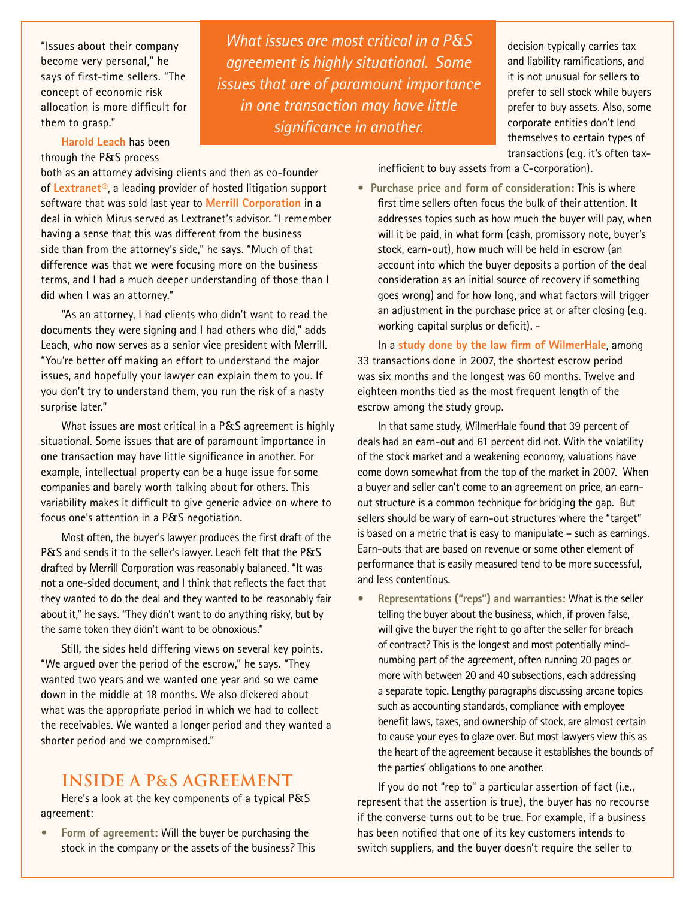"Issues about their company become very personal," he says of first-time sellers. "The concept of economic risk allocation is more difficult for them to grasp."

*What issues are most critical in a P&S agreement is highly situational. Some issues that are of paramount importance in one transaction may have little significance in another.*

**Harold Leach** has been through the P&S process both as an attorney advising clients and then as co-founder of **Lextranet®**, a leading provider of hosted litigation support software that was sold last year to **Merrill Corporation** in a deal in which Mirus served as Lextranet's advisor. "I remember having a sense that this was different from the business side than from the attorney's side," he says. "Much of that difference was that we were focusing more on the business terms, and I had a much deeper understanding of those than I did when I was an attorney."

"As an attorney, I had clients who didn't want to read the documents they were signing and I had others who did," adds Leach, who now serves as a senior vice president with Merrill. "You're better off making an effort to understand the major issues, and hopefully your lawyer can explain them to you. If you don't try to understand them, you run the risk of a nasty surprise later."

What issues are most critical in a P&S agreement is highly situational. Some issues that are of paramount importance in one transaction may have little significance in another. For example, intellectual property can be a huge issue for some companies and barely worth talking about for others. This variability makes it difficult to give generic advice on where to focus one's attention in a P&S negotiation.

Most often, the buyer's lawyer produces the first draft of the P&S and sends it to the seller's lawyer. Leach felt that the P&S drafted by Merrill Corporation was reasonably balanced. "It was not a one-sided document, and I think that reflects the fact that they wanted to do the deal and they wanted to be reasonably fair about it," he says. "They didn't want to do anything risky, but by the same token they didn't want to be obnoxious."

Still, the sides held differing views on several key points. "We argued over the period of the escrow," he says. "They wanted two years and we wanted one year and so we came down in the middle at 18 months. We also dickered about what was the appropriate period in which we had to collect the receivables. We wanted a longer period and they wanted a shorter period and we compromised."

## INSIDE A P&S AGREEMENT

Here's a look at the key components of a typical P&S agreement:

- **Form of agreement:** Will the buyer be purchasing the stock in the company or the assets of the business? This decision typically carries tax and liability ramifications, and it is not unusual for sellers to prefer to sell stock while buyers prefer to buy assets. Also, some corporate entities don't lend themselves to certain types of transactions (e.g. it's often tax-inefficient to buy assets from a C-corporation).
- **Purchase price and form of consideration:** This is where first time sellers often focus the bulk of their attention. It addresses topics such as how much the buyer will pay, when will it be paid, in what form (cash, promissory note, buyer's stock, earn-out), how much will be held in escrow (an account into which the buyer deposits a portion of the deal consideration as an initial source of recovery if something goes wrong) and for how long, and what factors will trigger an adjustment in the purchase price at or after closing (e.g. working capital surplus or deficit). -

In a **study done by the law firm of WilmerHale**, among 33 transactions done in 2007, the shortest escrow period was six months and the longest was 60 months. Twelve and eighteen months tied as the most frequent length of the escrow among the study group.

In that same study, WilmerHale found that 39 percent of deals had an earn-out and 61 percent did not. With the volatility of the stock market and a weakening economy, valuations have come down somewhat from the top of the market in 2007. When a buyer and seller can't come to an agreement on price, an earn-out structure is a common technique for bridging the gap. But sellers should be wary of earn-out structures where the "target" is based on a metric that is easy to manipulate – such as earnings. Earn-outs that are based on revenue or some other element of performance that is easily measured tend to be more successful, and less contentious.

- **Representations ("reps") and warranties:** What is the seller telling the buyer about the business, which, if proven false, will give the buyer the right to go after the seller for breach of contract? This is the longest and most potentially mind-numbing part of the agreement, often running 20 pages or more with between 20 and 40 subsections, each addressing a separate topic. Lengthy paragraphs discussing arcane topics such as accounting standards, compliance with employee benefit laws, taxes, and ownership of stock, are almost certain to cause your eyes to glaze over. But most lawyers view this as the heart of the agreement because it establishes the bounds of the parties' obligations to one another.

If you do not "rep to" a particular assertion of fact (i.e., represent that the assertion is true), the buyer has no recourse if the converse turns out to be true. For example, if a business has been notified that one of its key customers intends to switch suppliers, and the buyer doesn't require the seller to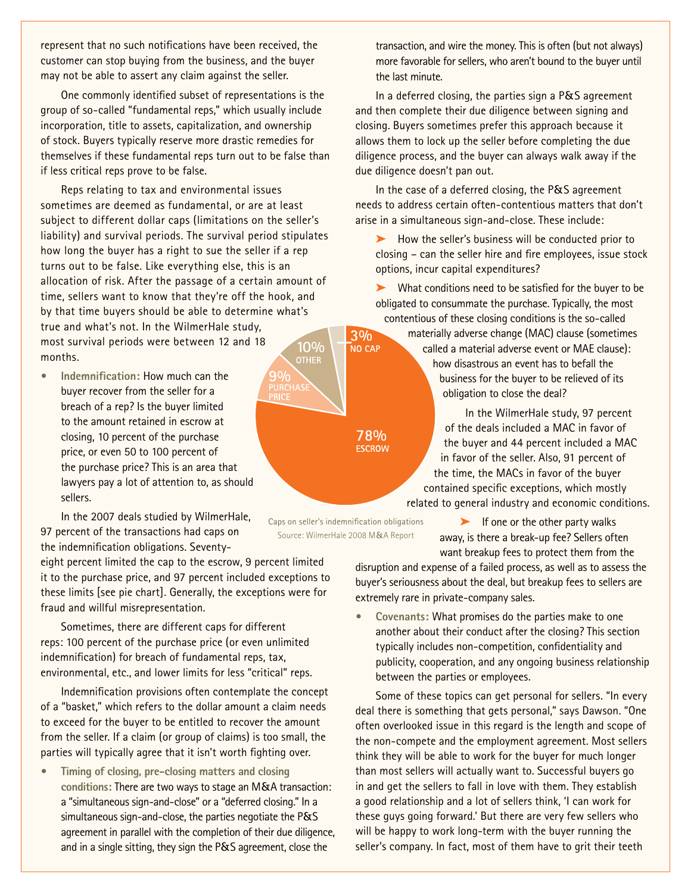represent that no such notifications have been received, the customer can stop buying from the business, and the buyer may not be able to assert any claim against the seller.

One commonly identified subset of representations is the group of so-called "fundamental reps," which usually include incorporation, title to assets, capitalization, and ownership of stock. Buyers typically reserve more drastic remedies for themselves if these fundamental reps turn out to be false than if less critical reps prove to be false.

Reps relating to tax and environmental issues sometimes are deemed as fundamental, or are at least subject to different dollar caps (limitations on the seller's liability) and survival periods. The survival period stipulates how long the buyer has a right to sue the seller if a rep turns out to be false. Like everything else, this is an allocation of risk. After the passage of a certain amount of time, sellers want to know that they're off the hook, and by that time buyers should be able to determine what's true and what's not. In the WilmerHale study, most survival periods were between 12 and 18 months.

- **Indemnification:** How much can the buyer recover from the seller for a breach of a rep? Is the buyer limited to the amount retained in escrow at closing, 10 percent of the purchase price, or even 50 to 100 percent of the purchase price? This is an area that lawyers pay a lot of attention to, as should sellers.

In the 2007 deals studied by WilmerHale, 97 percent of the transactions had caps on the indemnification obligations. Seventy-eight percent limited the cap to the escrow, 9 percent limited it to the purchase price, and 97 percent included exceptions to these limits [see pie chart]. Generally, the exceptions were for fraud and willful misrepresentation.

| Cap | Share |
|---|---|
| Escrow | 78% |
| Purchase Price | 9% |
| Other | 10% |
| No Cap | 3% |

Caps on seller's indemnification obligations
Source: WilmerHale 2008 M&A Report

Sometimes, there are different caps for different reps: 100 percent of the purchase price (or even unlimited indemnification) for breach of fundamental reps, tax, environmental, etc., and lower limits for less "critical" reps.

Indemnification provisions often contemplate the concept of a "basket," which refers to the dollar amount a claim needs to exceed for the buyer to be entitled to recover the amount from the seller. If a claim (or group of claims) is too small, the parties will typically agree that it isn't worth fighting over.

- **Timing of closing, pre-closing matters and closing conditions:** There are two ways to stage an M&A transaction: a "simultaneous sign-and-close" or a "deferred closing." In a simultaneous sign-and-close, the parties negotiate the P&S agreement in parallel with the completion of their due diligence, and in a single sitting, they sign the P&S agreement, close the transaction, and wire the money. This is often (but not always) more favorable for sellers, who aren't bound to the buyer until the last minute.

In a deferred closing, the parties sign a P&S agreement and then complete their due diligence between signing and closing. Buyers sometimes prefer this approach because it allows them to lock up the seller before completing the due diligence process, and the buyer can always walk away if the due diligence doesn't pan out.

In the case of a deferred closing, the P&S agreement needs to address certain often-contentious matters that don't arise in a simultaneous sign-and-close. These include:

- How the seller's business will be conducted prior to closing – can the seller hire and fire employees, issue stock options, incur capital expenditures?
- What conditions need to be satisfied for the buyer to be obligated to consummate the purchase. Typically, the most contentious of these closing conditions is the so-called materially adverse change (MAC) clause (sometimes called a material adverse event or MAE clause): how disastrous an event has to befall the business for the buyer to be relieved of its obligation to close the deal?

In the WilmerHale study, 97 percent of the deals included a MAC in favor of the buyer and 44 percent included a MAC in favor of the seller. Also, 91 percent of the time, the MACs in favor of the buyer contained specific exceptions, which mostly related to general industry and economic conditions.

- If one or the other party walks away, is there a break-up fee? Sellers often want breakup fees to protect them from the disruption and expense of a failed process, as well as to assess the buyer's seriousness about the deal, but breakup fees to sellers are extremely rare in private-company sales.

- **Covenants:** What promises do the parties make to one another about their conduct after the closing? This section typically includes non-competition, confidentiality and publicity, cooperation, and any ongoing business relationship between the parties or employees.

Some of these topics can get personal for sellers. "In every deal there is something that gets personal," says Dawson. "One often overlooked issue in this regard is the length and scope of the non-compete and the employment agreement. Most sellers think they will be able to work for the buyer for much longer than most sellers will actually want to. Successful buyers go in and get the sellers to fall in love with them. They establish a good relationship and a lot of sellers think, 'I can work for these guys going forward.' But there are very few sellers who will be happy to work long-term with the buyer running the seller's company. In fact, most of them have to grit their teeth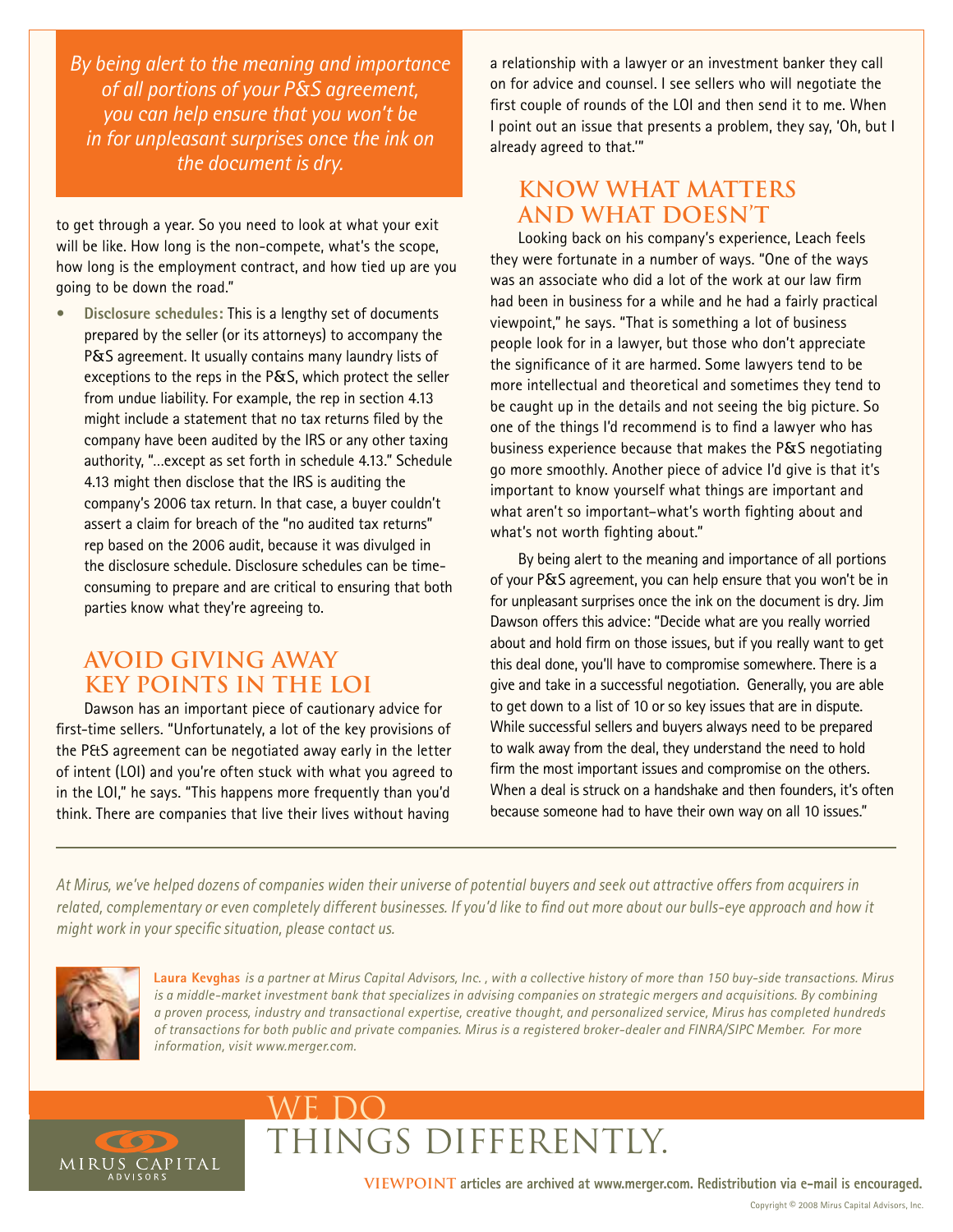*By being alert to the meaning and importance of all portions of your P&S agreement, you can help ensure that you won't be in for unpleasant surprises once the ink on the document is dry.*

to get through a year. So you need to look at what your exit will be like. How long is the non-compete, what's the scope, how long is the employment contract, and how tied up are you going to be down the road."

- **Disclosure schedules:** This is a lengthy set of documents prepared by the seller (or its attorneys) to accompany the P&S agreement. It usually contains many laundry lists of exceptions to the reps in the P&S, which protect the seller from undue liability. For example, the rep in section 4.13 might include a statement that no tax returns filed by the company have been audited by the IRS or any other taxing authority, "…except as set forth in schedule 4.13." Schedule 4.13 might then disclose that the IRS is auditing the company's 2006 tax return. In that case, a buyer couldn't assert a claim for breach of the "no audited tax returns" rep based on the 2006 audit, because it was divulged in the disclosure schedule. Disclosure schedules can be time-consuming to prepare and are critical to ensuring that both parties know what they're agreeing to.

## AVOID GIVING AWAY KEY POINTS IN THE LOI

Dawson has an important piece of cautionary advice for first-time sellers. "Unfortunately, a lot of the key provisions of the P&S agreement can be negotiated away early in the letter of intent (LOI) and you're often stuck with what you agreed to in the LOI," he says. "This happens more frequently than you'd think. There are companies that live their lives without having a relationship with a lawyer or an investment banker they call on for advice and counsel. I see sellers who will negotiate the first couple of rounds of the LOI and then send it to me. When I point out an issue that presents a problem, they say, 'Oh, but I already agreed to that.'"

## KNOW WHAT MATTERS AND WHAT DOESN'T

Looking back on his company's experience, Leach feels they were fortunate in a number of ways. "One of the ways was an associate who did a lot of the work at our law firm had been in business for a while and he had a fairly practical viewpoint," he says. "That is something a lot of business people look for in a lawyer, but those who don't appreciate the significance of it are harmed. Some lawyers tend to be more intellectual and theoretical and sometimes they tend to be caught up in the details and not seeing the big picture. So one of the things I'd recommend is to find a lawyer who has business experience because that makes the P&S negotiating go more smoothly. Another piece of advice I'd give is that it's important to know yourself what things are important and what aren't so important–what's worth fighting about and what's not worth fighting about."

By being alert to the meaning and importance of all portions of your P&S agreement, you can help ensure that you won't be in for unpleasant surprises once the ink on the document is dry. Jim Dawson offers this advice: "Decide what are you really worried about and hold firm on those issues, but if you really want to get this deal done, you'll have to compromise somewhere. There is a give and take in a successful negotiation. Generally, you are able to get down to a list of 10 or so key issues that are in dispute. While successful sellers and buyers always need to be prepared to walk away from the deal, they understand the need to hold firm the most important issues and compromise on the others. When a deal is struck on a handshake and then founders, it's often because someone had to have their own way on all 10 issues."

---

*At Mirus, we've helped dozens of companies widen their universe of potential buyers and seek out attractive offers from acquirers in related, complementary or even completely different businesses. If you'd like to find out more about our bulls-eye approach and how it might work in your specific situation, please contact us.*

**Laura Kevghas** *is a partner at Mirus Capital Advisors, Inc. , with a collective history of more than 150 buy-side transactions. Mirus is a middle-market investment bank that specializes in advising companies on strategic mergers and acquisitions. By combining a proven process, industry and transactional expertise, creative thought, and personalized service, Mirus has completed hundreds of transactions for both public and private companies. Mirus is a registered broker-dealer and FINRA/SIPC Member. For more information, visit www.merger.com.*

MIRUS CAPITAL ADVISORS

WE DO THINGS DIFFERENTLY.

**VIEWPOINT articles are archived at www.merger.com. Redistribution via e-mail is encouraged.**

Copyright © 2008 Mirus Capital Advisors, Inc.